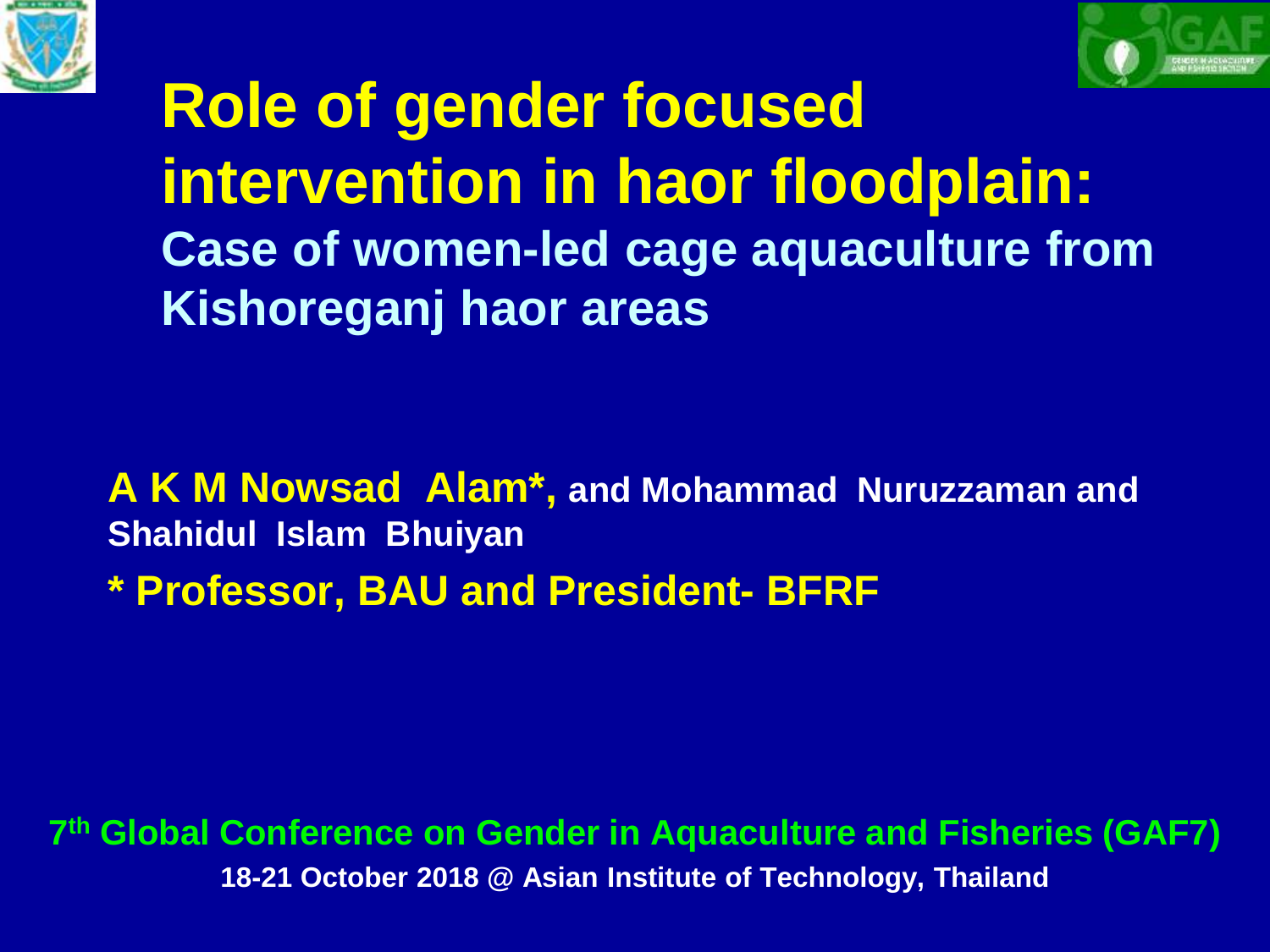# Role of gender focused intervention in haor floodplain:

## Case of women-led cage aquaculture from Kishoreganj haor areas

**A K M Nowsad Alam*, and Mohammad Nuruzzaman and Shahidul Islam Bhuiyan**

**\* Professor, BAU and President- BFRF**

**7th Global Conference on Gender in Aquaculture and Fisheries (GAF7)**

**18-21 October 2018 @ Asian Institute of Technology, Thailand**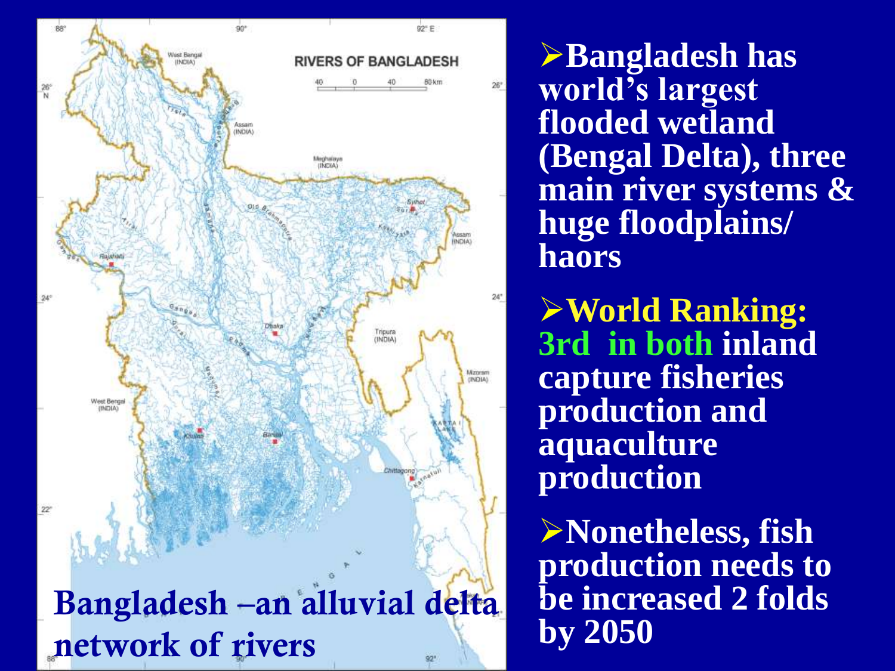**Bangladesh –an alluvial delta network of rivers**

- **Bangladesh has world's largest flooded wetland (Bengal Delta), three main river systems & huge floodplains/ haors**
- **World Ranking: 3rd in both inland capture fisheries production and aquaculture production**
- **Nonetheless, fish production needs to be increased 2 folds by 2050**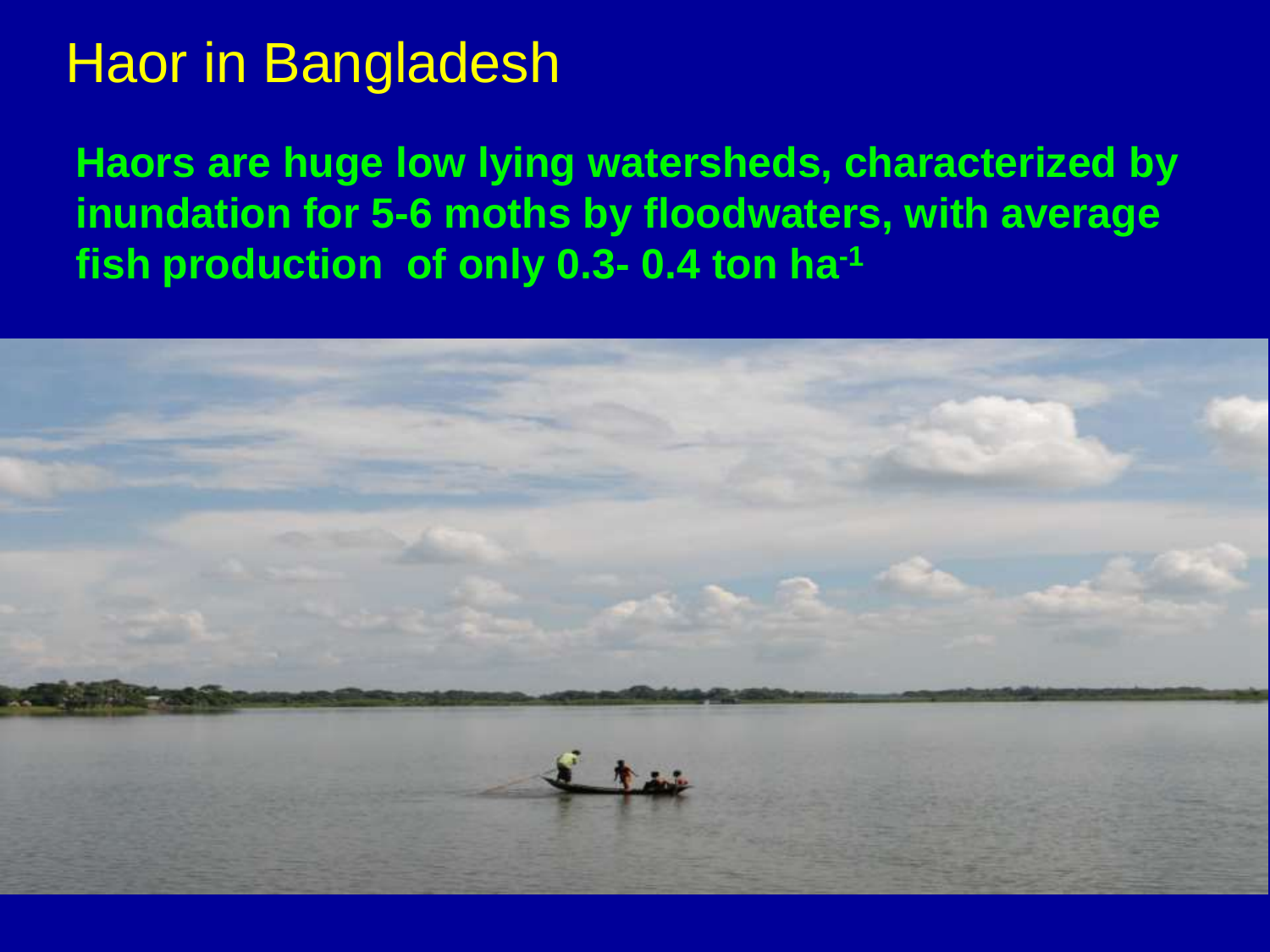# Haor in Bangladesh

**Haors are huge low lying watersheds, characterized by inundation for 5-6 moths by floodwaters, with average fish production of only 0.3- 0.4 ton $ha^{-1}$**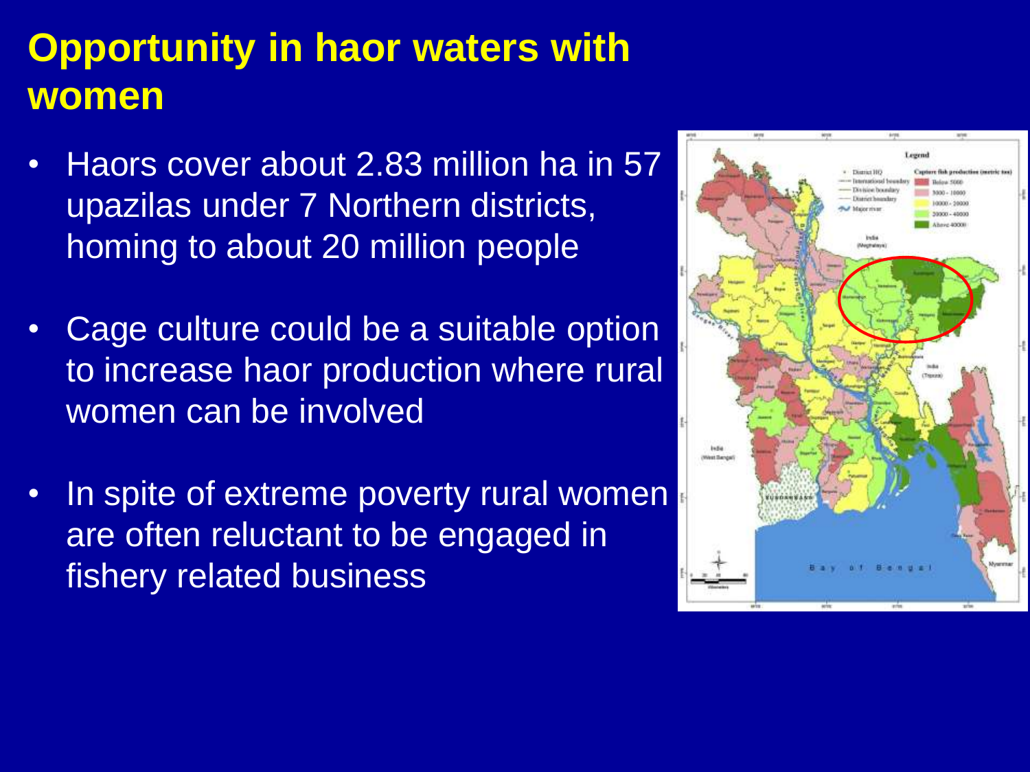# Opportunity in haor waters with women

- Haors cover about 2.83 million ha in 57 upazilas under 7 Northern districts, homing to about 20 million people
- Cage culture could be a suitable option to increase haor production where rural women can be involved
- In spite of extreme poverty rural women are often reluctant to be engaged in fishery related business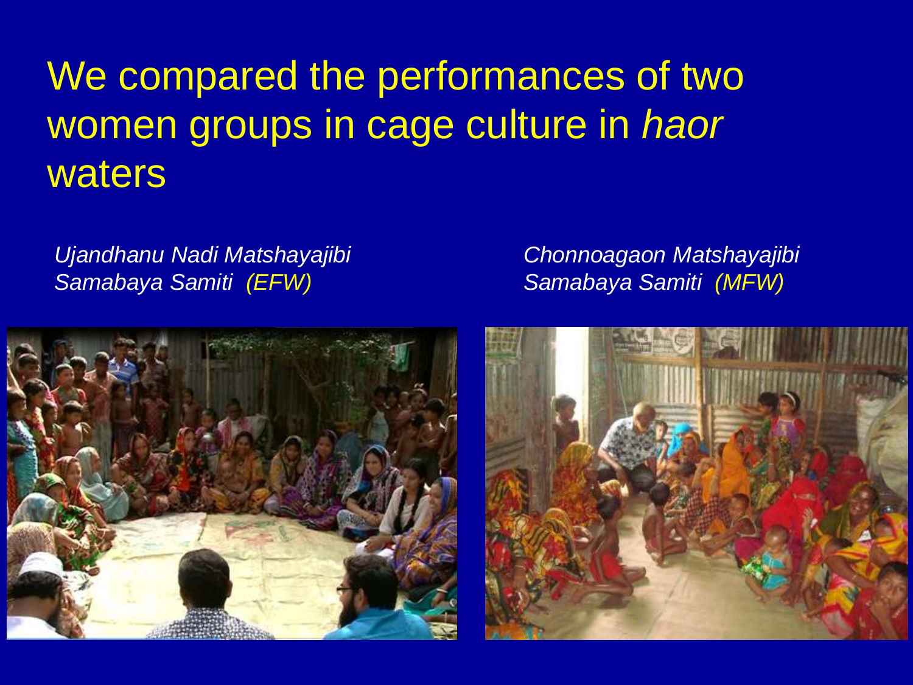# We compared the performances of two women groups in cage culture in *haor* waters

*Ujandhanu Nadi Matshayajibi Samabaya Samiti (EFW)*

*Chonnoagaon Matshayajibi Samabaya Samiti (MFW)*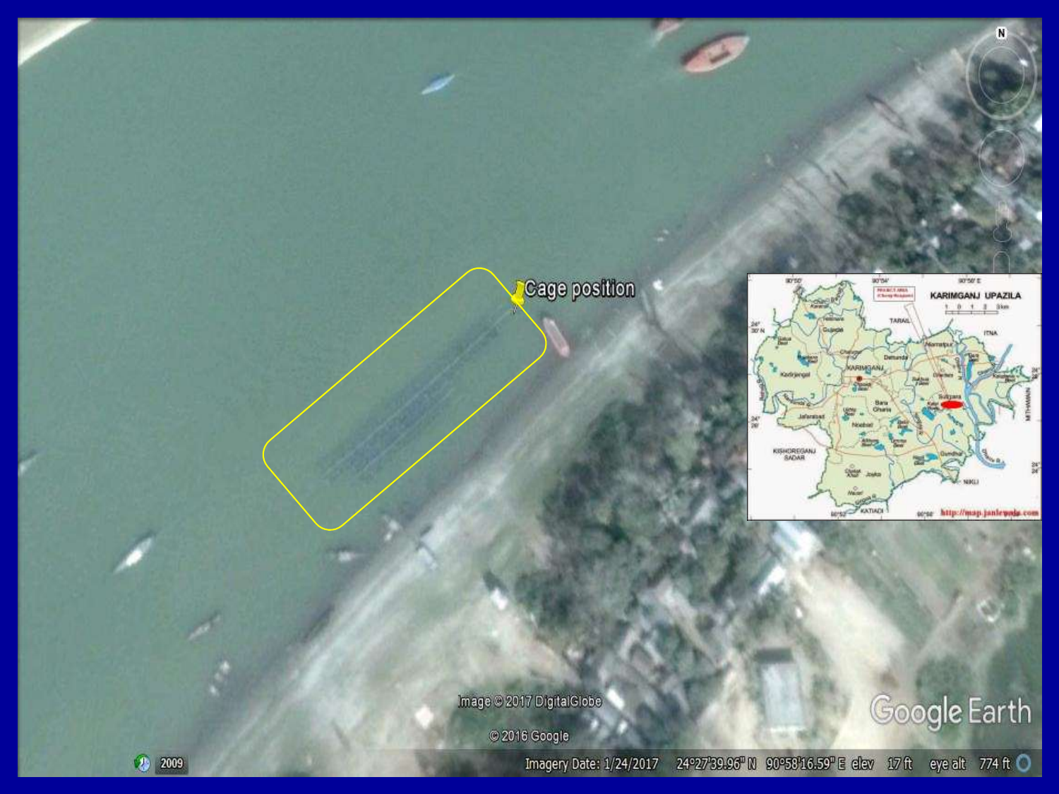Cage position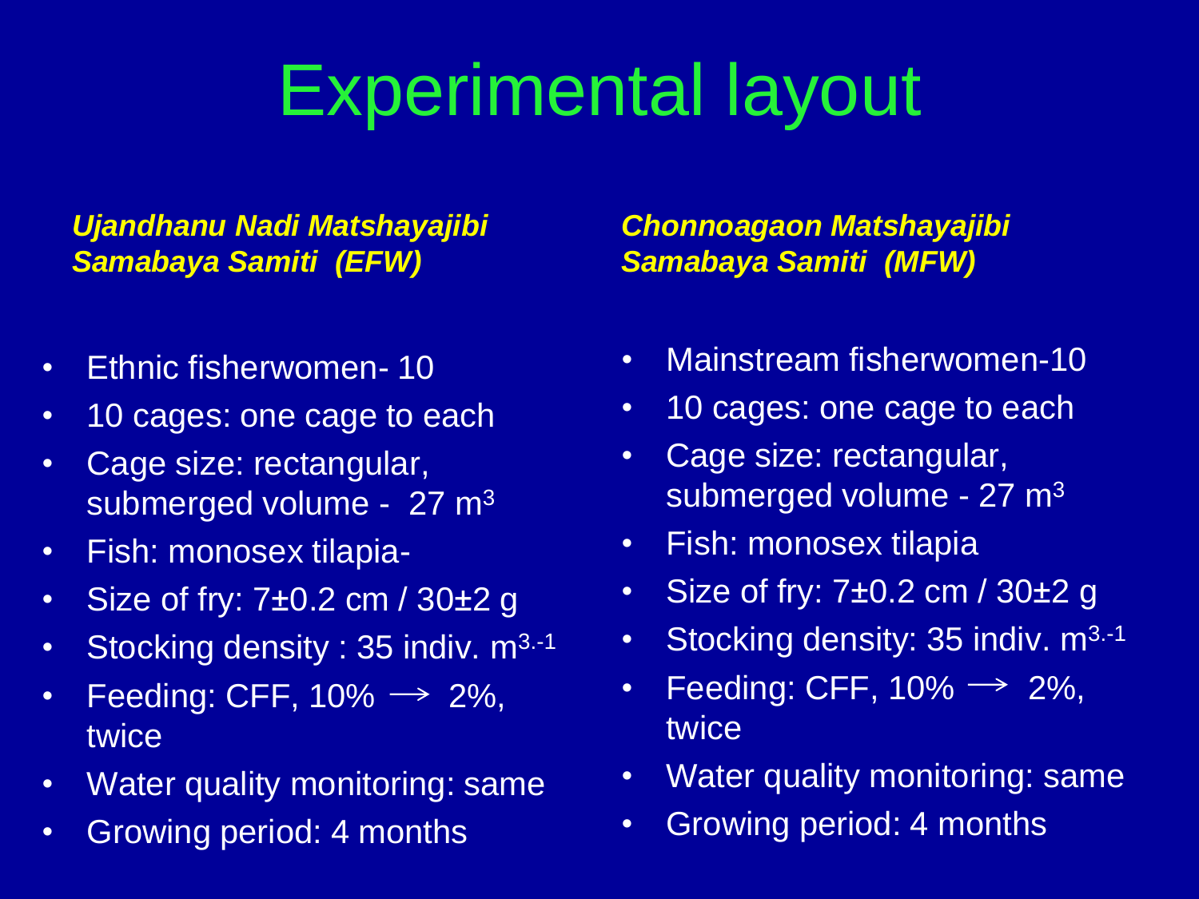# Experimental layout

***Ujandhanu Nadi Matshayajibi Samabaya Samiti (EFW)***

- Ethnic fisherwomen- 10
- 10 cages: one cage to each
- Cage size: rectangular, submerged volume - 27 $m^3$
- Fish: monosex tilapia-
- Size of fry: 7±0.2 cm / 30±2 g
- Stocking density : 35 indiv. $m^{3.-1}$
- Feeding: CFF, 10% $\longrightarrow$ 2%, twice
- Water quality monitoring: same
- Growing period: 4 months

***Chonnoagaon Matshayajibi Samabaya Samiti (MFW)***

- Mainstream fisherwomen-10
- 10 cages: one cage to each
- Cage size: rectangular, submerged volume - 27 $m^3$
- Fish: monosex tilapia
- Size of fry: 7±0.2 cm / 30±2 g
- Stocking density: 35 indiv. $m^{3.-1}$
- Feeding: CFF, 10% $\longrightarrow$ 2%, twice
- Water quality monitoring: same
- Growing period: 4 months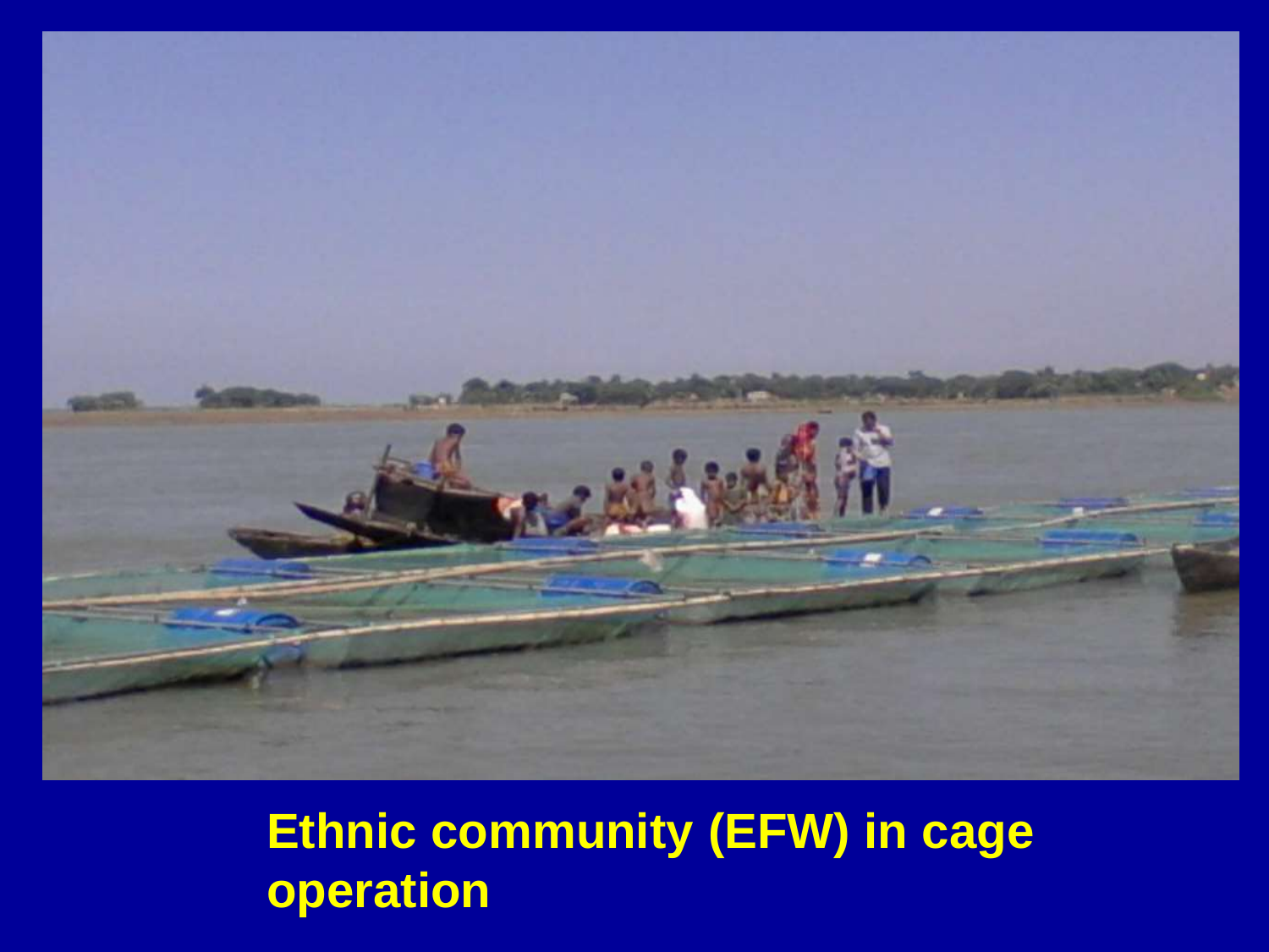**Ethnic community (EFW) in cage operation**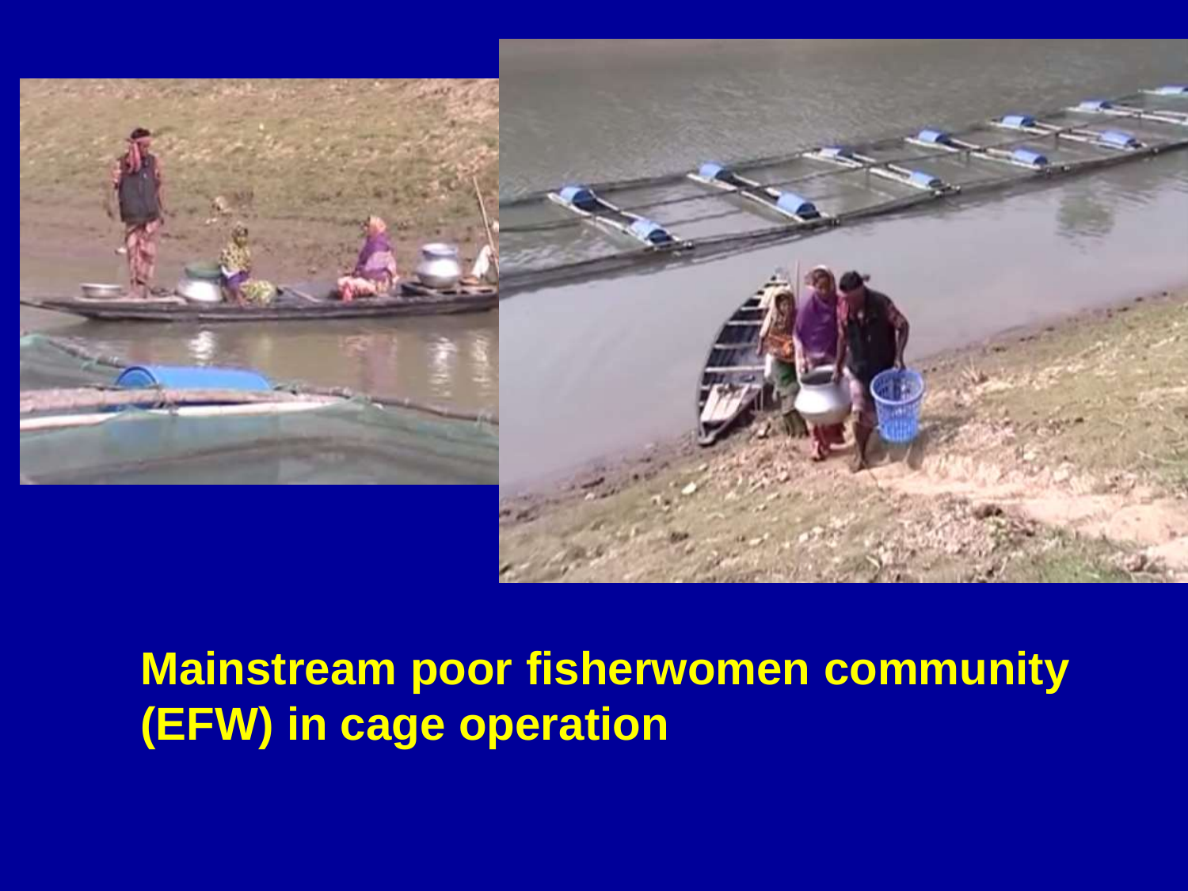**Mainstream poor fisherwomen community (EFW) in cage operation**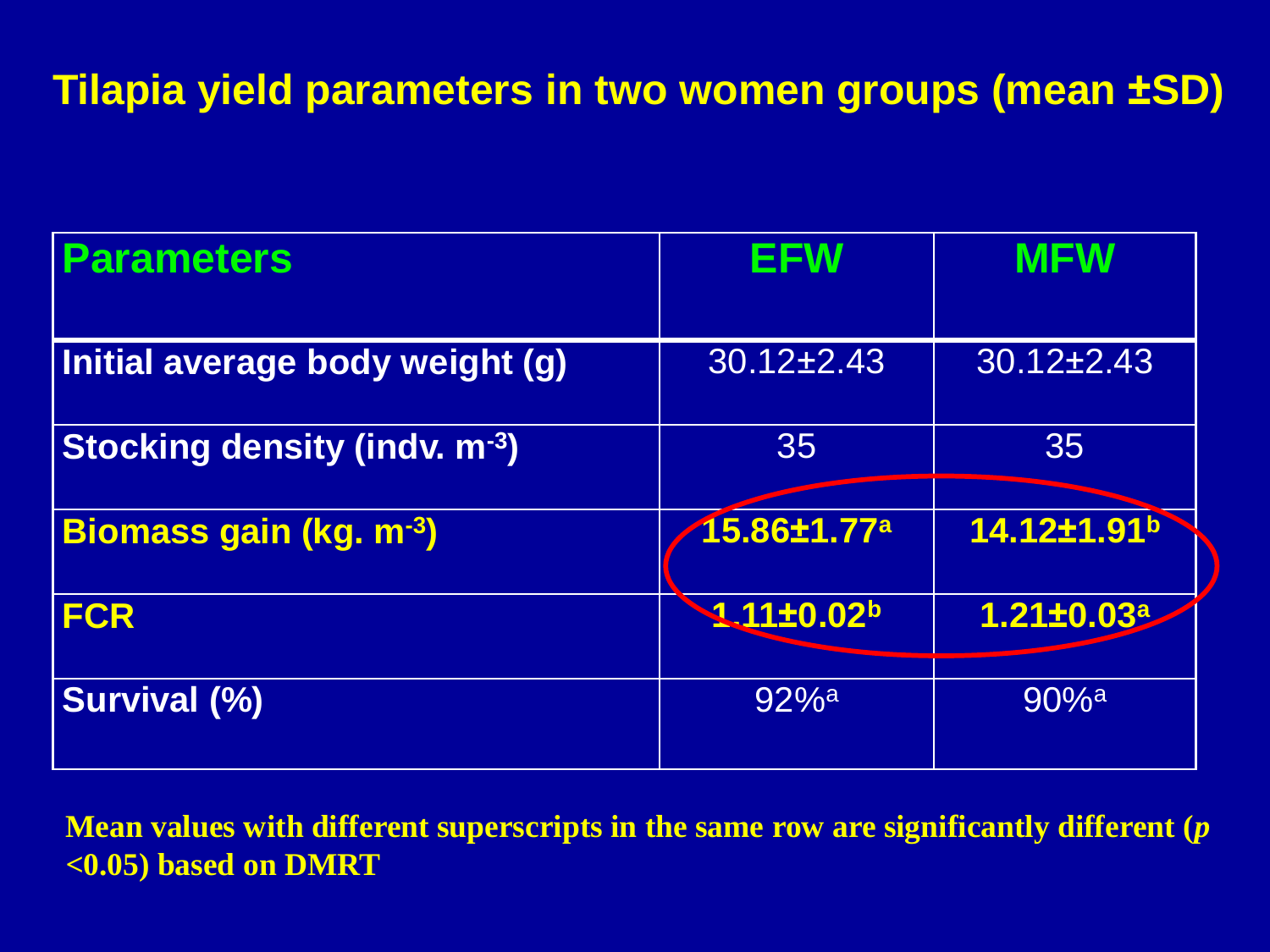# Tilapia yield parameters in two women groups (mean ±SD)

| Parameters | EFW | MFW |
|---|---|---|
| **Initial average body weight (g)** | 30.12±2.43 | 30.12±2.43 |
| **Stocking density (indv. $m^{-3}$)** | 35 | 35 |
| **Biomass gain (kg. $m^{-3}$)** | **15.86±1.77[a]** | **14.12±1.91[b]** |
| **FCR** | **1.11±0.02[b]** | **1.21±0.03[a]** |
| **Survival (%)** | 92%[a] | 90%[a] |

**Mean values with different superscripts in the same row are significantly different ($p$ <0.05) based on DMRT**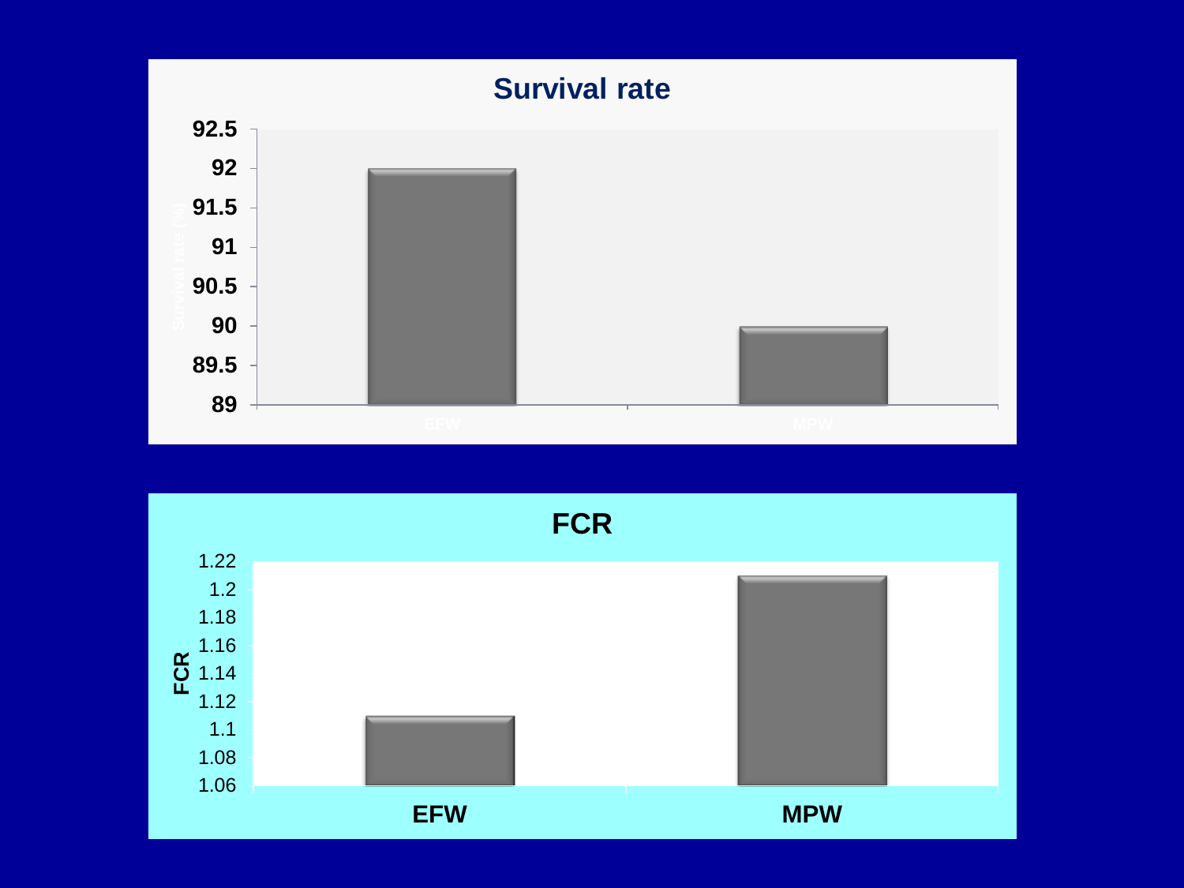## Survival rate

| | Survival rate (%) |
|---|---|
| EFW | 92 |
| MPW | 90 |

## FCR

| | FCR |
|---|---|
| EFW | 1.11 |
| MPW | 1.21 |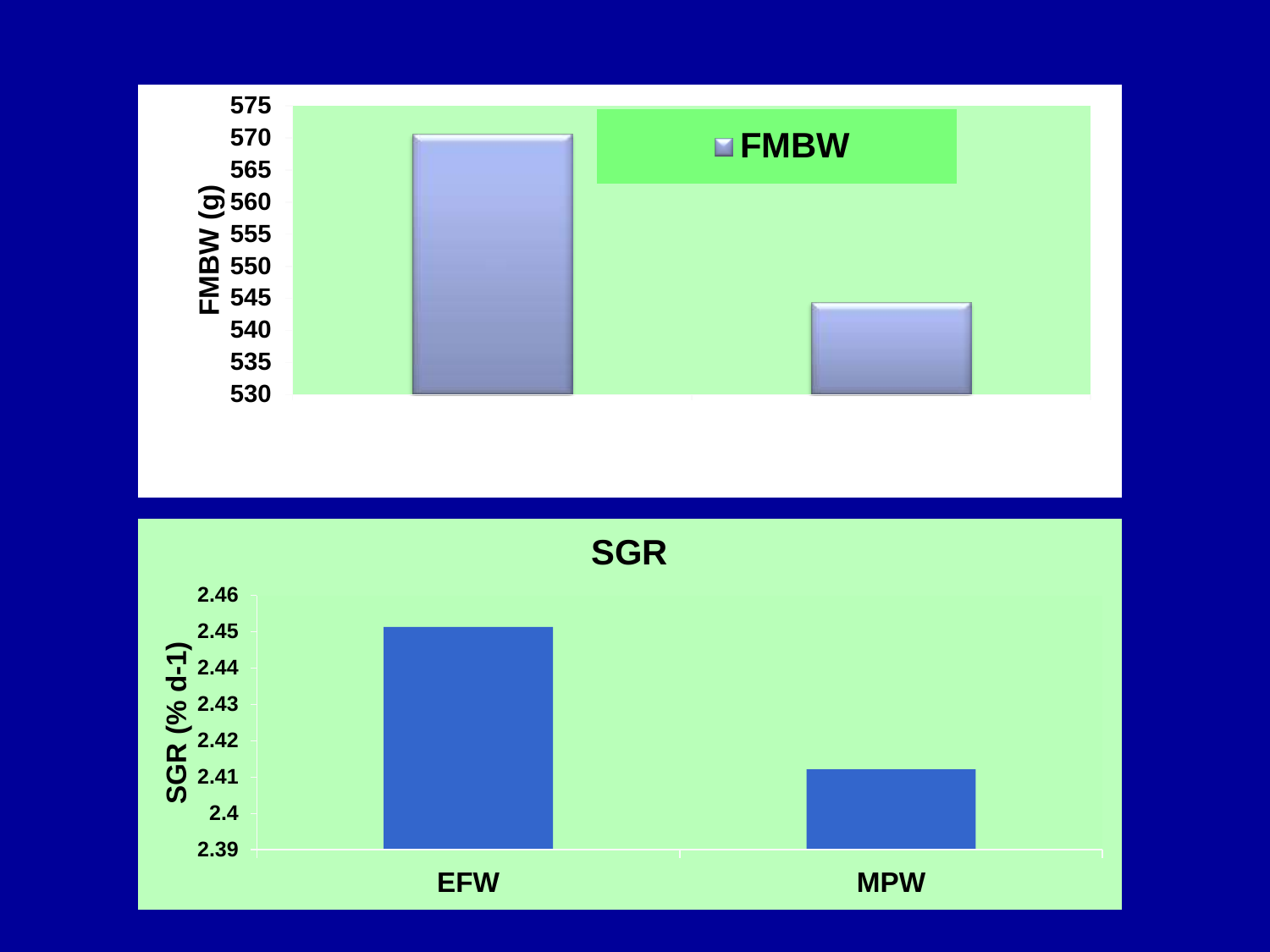| | FMBW (g) |
| --- | --- |
| EFW | ~570.5 |
| MPW | ~544 |

**SGR**

| | SGR (% d-1) |
| --- | --- |
| EFW | ~2.451 |
| MPW | ~2.412 |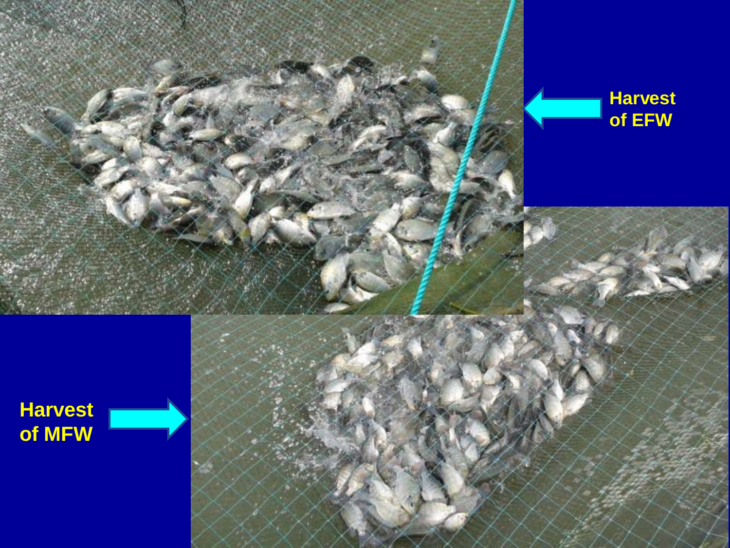Harvest of EFW

Harvest of MFW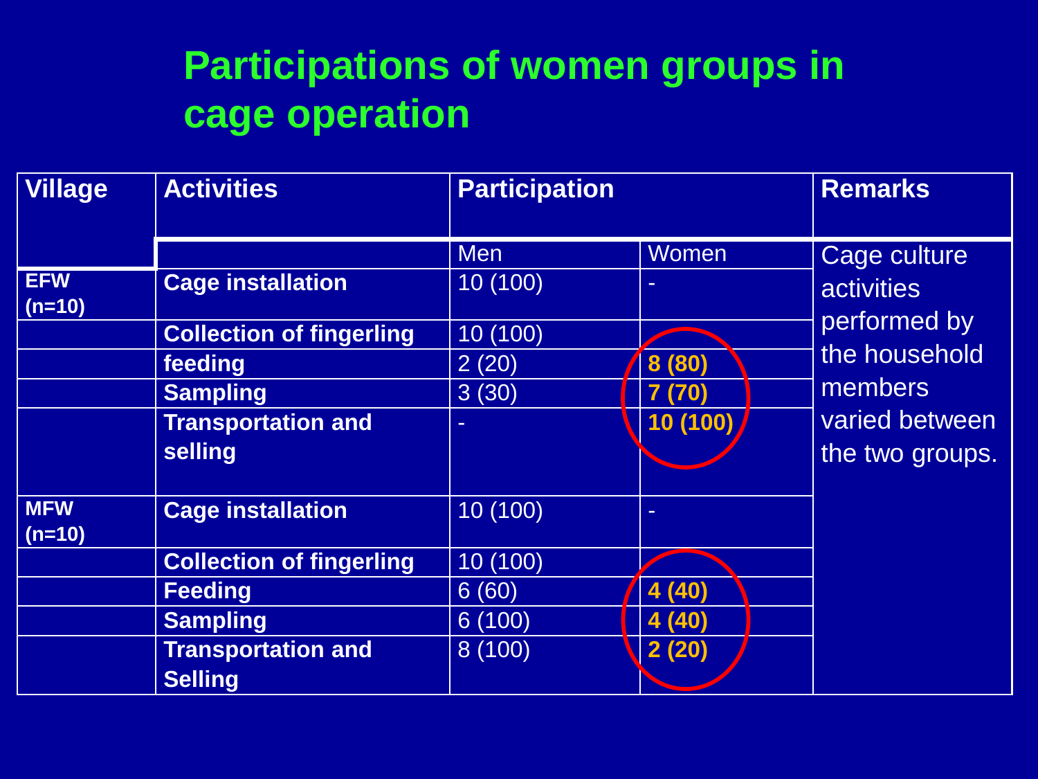# Participations of women groups in cage operation

| Village | Activities | Participation | | Remarks |
|---|---|---|---|---|
| | | Men | Women | |
| **EFW (n=10)** | **Cage installation** | 10 (100) | - | Cage culture activities performed by the household members varied between the two groups. |
| | **Collection of fingerling** | 10 (100) | | |
| | **feeding** | 2 (20) | **8 (80)** | |
| | **Sampling** | 3 (30) | **7 (70)** | |
| | **Transportation and selling** | - | **10 (100)** | |
| **MFW (n=10)** | **Cage installation** | 10 (100) | - | |
| | **Collection of fingerling** | 10 (100) | | |
| | **Feeding** | 6 (60) | **4 (40)** | |
| | **Sampling** | 6 (100) | **4 (40)** | |
| | **Transportation and Selling** | 8 (100) | **2 (20)** | |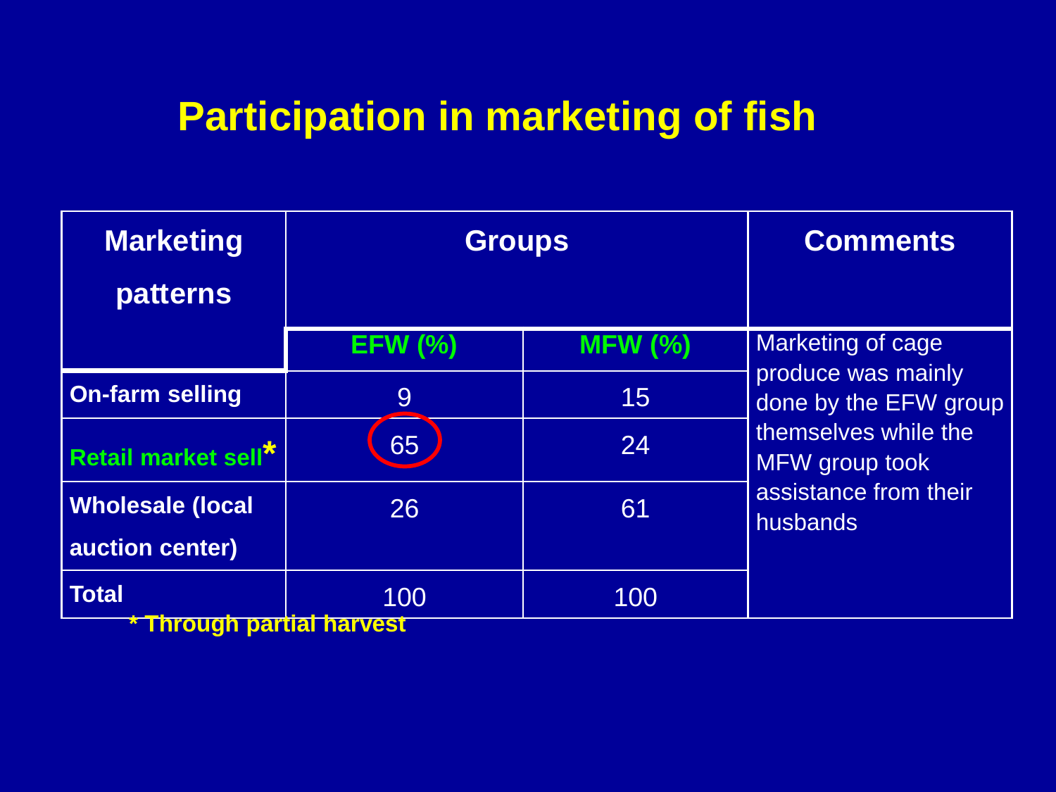# Participation in marketing of fish

| Marketing patterns | Groups | | Comments |
|---|---|---|---|
| | EFW (%) | MFW (%) | Marketing of cage produce was mainly done by the EFW group themselves while the MFW group took assistance from their husbands |
| On-farm selling | 9 | 15 | |
| Retail market sell* | 65 | 24 | |
| Wholesale (local auction center) | 26 | 61 | |
| Total | 100 | 100 | |

* Through partial harvest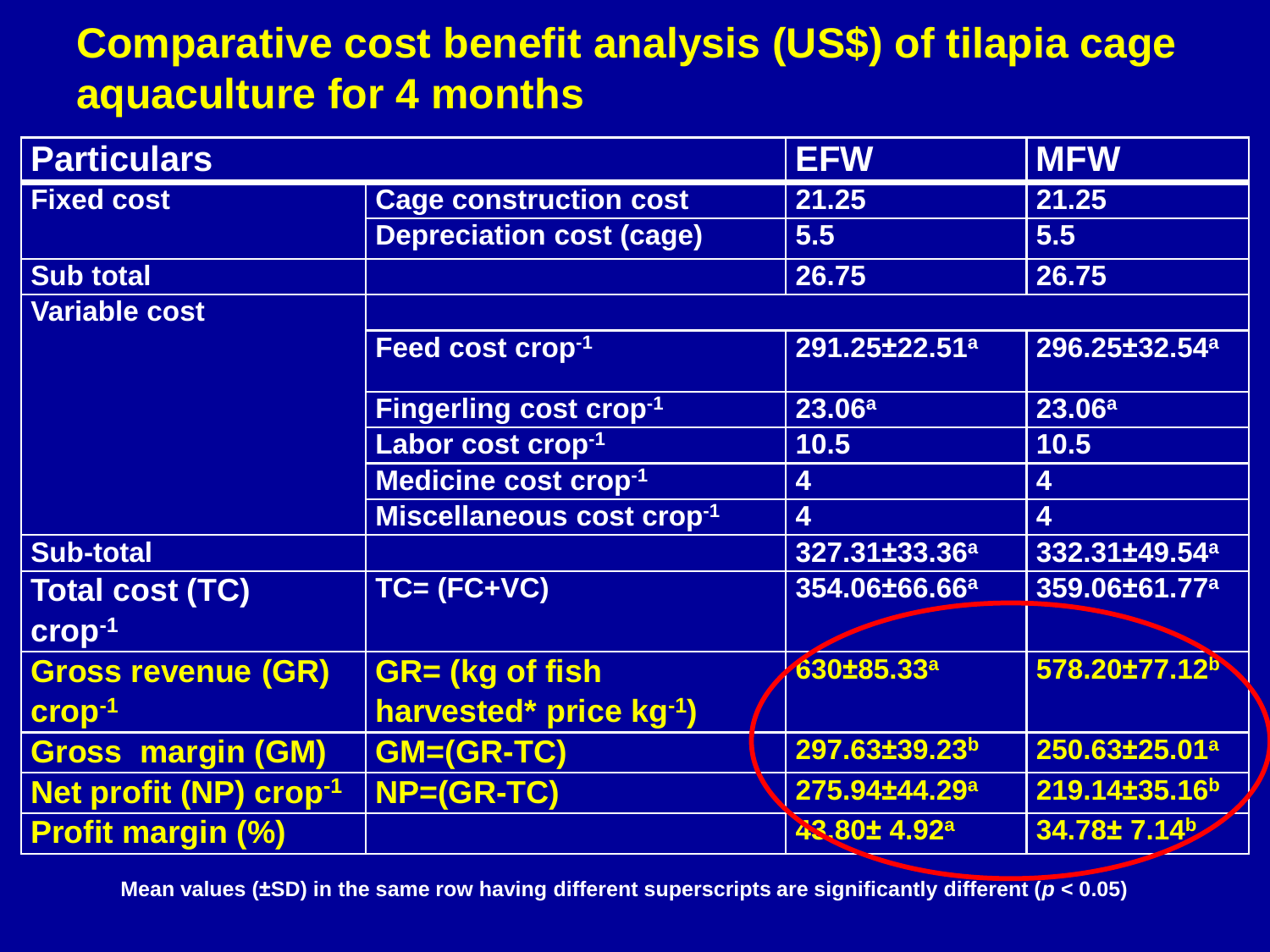# Comparative cost benefit analysis (US$) of tilapia cage aquaculture for 4 months

| Particulars | | EFW | MFW |
|---|---|---|---|
| Fixed cost | Cage construction cost | 21.25 | 21.25 |
| | Depreciation cost (cage) | 5.5 | 5.5 |
| Sub total | | 26.75 | 26.75 |
| Variable cost | | | |
| | Feed cost $crop^{-1}$ | $291.25 \pm 22.51^{a}$ | $296.25 \pm 32.54^{a}$ |
| | Fingerling cost $crop^{-1}$ | $23.06^{a}$ | $23.06^{a}$ |
| | Labor cost $crop^{-1}$ | 10.5 | 10.5 |
| | Medicine cost $crop^{-1}$ | 4 | 4 |
| | Miscellaneous cost $crop^{-1}$ | 4 | 4 |
| Sub-total | | $327.31 \pm 33.36^{a}$ | $332.31 \pm 49.54^{a}$ |
| Total cost (TC) $crop^{-1}$ | TC= (FC+VC) | $354.06 \pm 66.66^{a}$ | $359.06 \pm 61.77^{a}$ |
| **Gross revenue (GR) $crop^{-1}$** | **GR= (kg of fish harvested* price $kg^{-1}$)** | $630 \pm 85.33^{a}$ | $578.20 \pm 77.12^{b}$ |
| **Gross margin (GM)** | **GM=(GR-TC)** | $297.63 \pm 39.23^{b}$ | $250.63 \pm 25.01^{a}$ |
| **Net profit (NP) $crop^{-1}$** | **NP=(GR-TC)** | $275.94 \pm 44.29^{a}$ | $219.14 \pm 35.16^{b}$ |
| **Profit margin (%)** | | $43.80 \pm 4.92^{a}$ | $34.78 \pm 7.14^{b}$ |

Mean values (±SD) in the same row having different superscripts are significantly different ($p < 0.05$)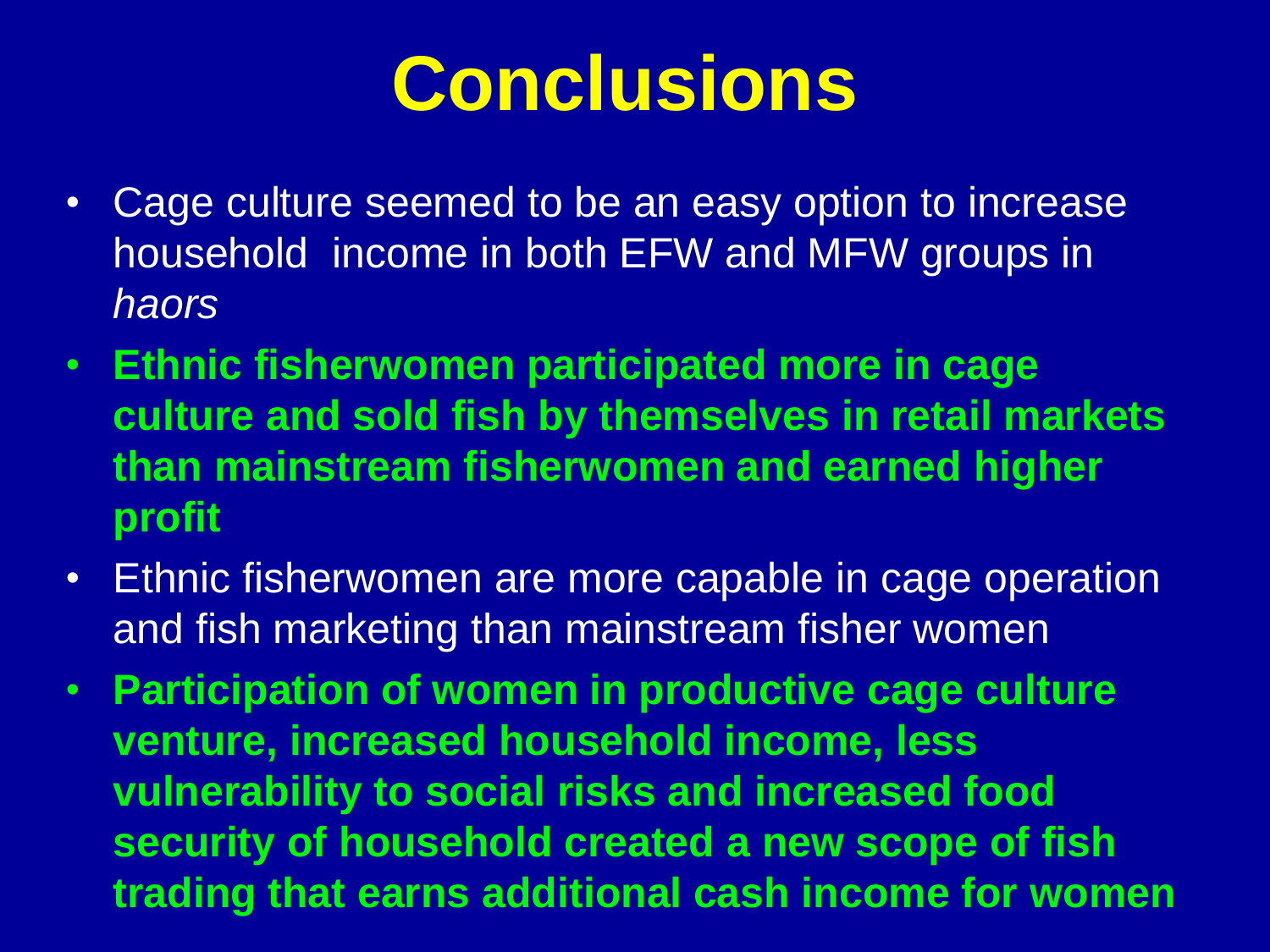# Conclusions

- Cage culture seemed to be an easy option to increase household income in both EFW and MFW groups in *haors*
- **Ethnic fisherwomen participated more in cage culture and sold fish by themselves in retail markets than mainstream fisherwomen and earned higher profit**
- Ethnic fisherwomen are more capable in cage operation and fish marketing than mainstream fisher women
- **Participation of women in productive cage culture venture, increased household income, less vulnerability to social risks and increased food security of household created a new scope of fish trading that earns additional cash income for women**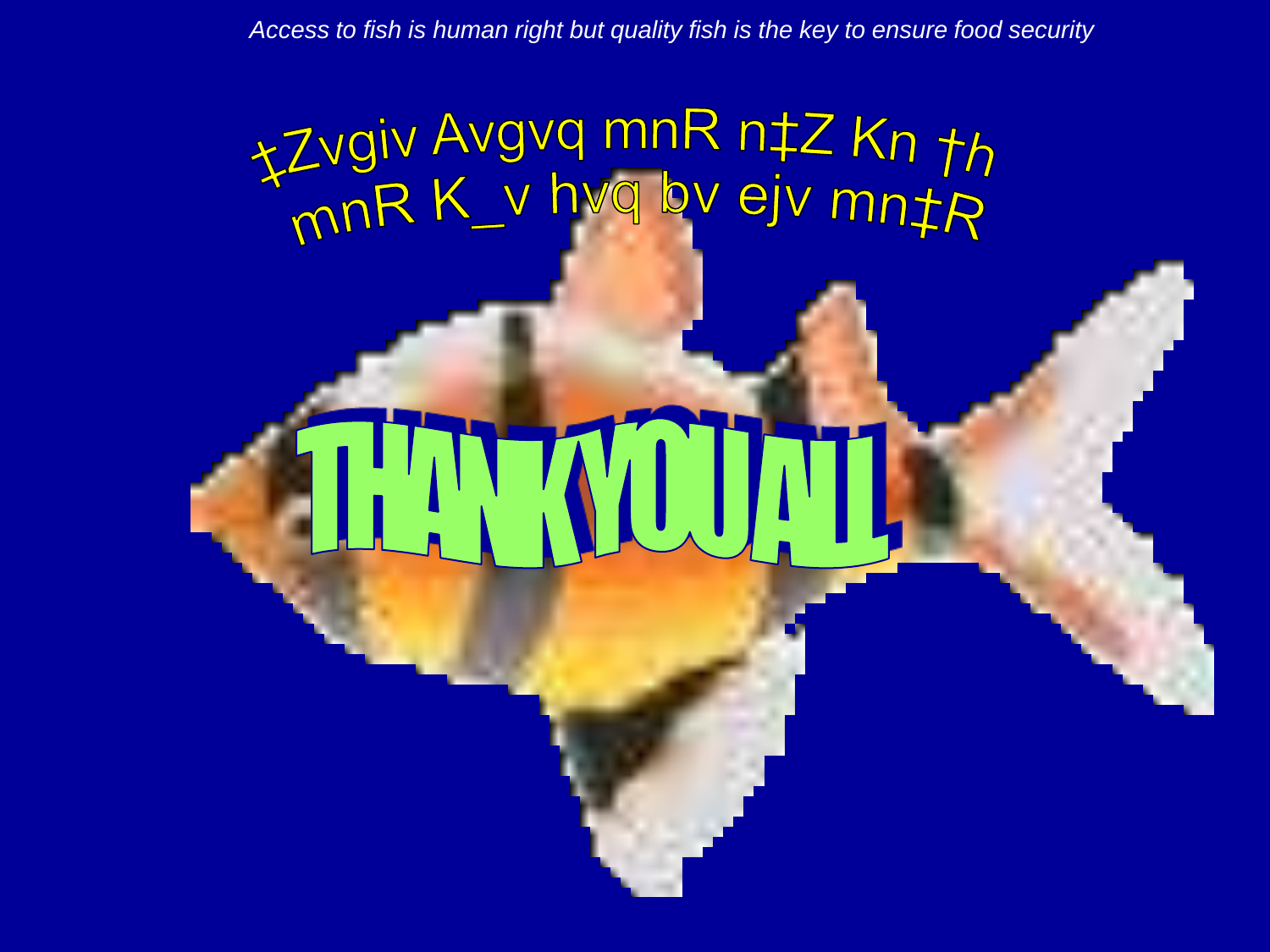*Access to fish is human right but quality fish is the key to ensure food security*

‡Zvgiv Avgvq mnR n‡Z Kn †h mnR K_v hvq bv ejv mn‡R

THANK YOU ALL